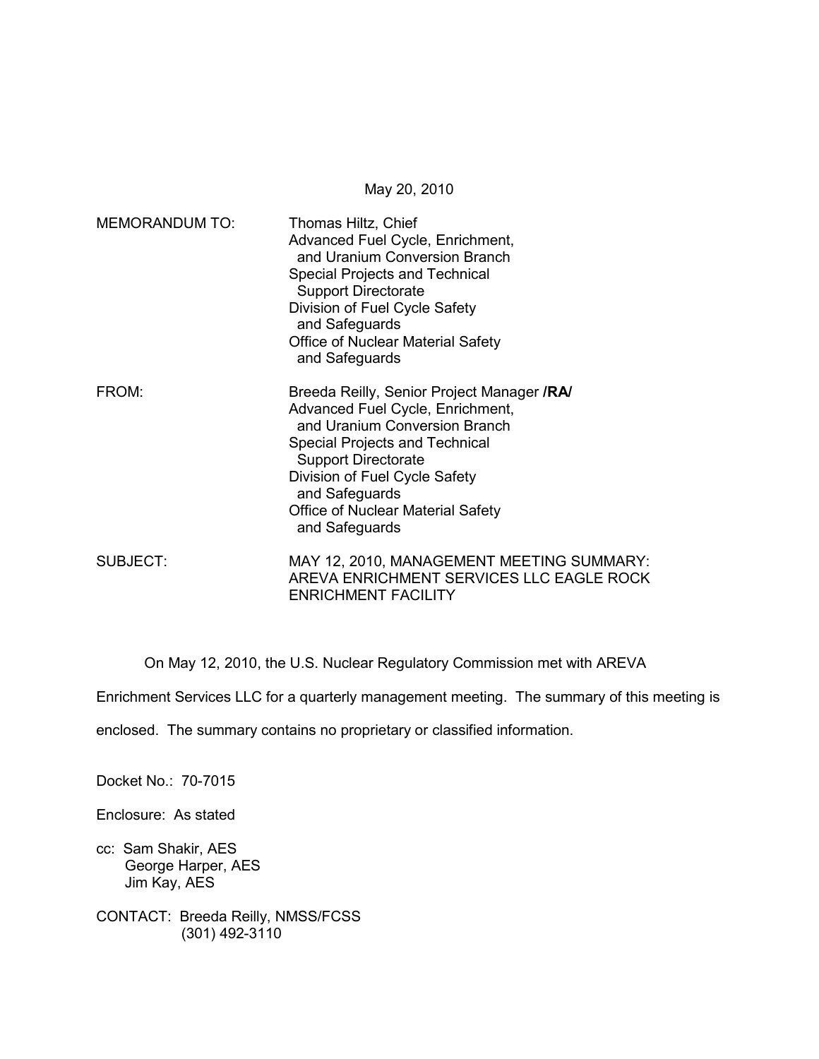May 20, 2010

MEMORANDUM TO: Thomas Hiltz, Chief
Advanced Fuel Cycle, Enrichment,
and Uranium Conversion Branch
Special Projects and Technical
Support Directorate
Division of Fuel Cycle Safety
and Safeguards
Office of Nuclear Material Safety
and Safeguards

FROM: Breeda Reilly, Senior Project Manager **/RA/**
Advanced Fuel Cycle, Enrichment,
and Uranium Conversion Branch
Special Projects and Technical
Support Directorate
Division of Fuel Cycle Safety
and Safeguards
Office of Nuclear Material Safety
and Safeguards

SUBJECT: MAY 12, 2010, MANAGEMENT MEETING SUMMARY:
AREVA ENRICHMENT SERVICES LLC EAGLE ROCK
ENRICHMENT FACILITY

On May 12, 2010, the U.S. Nuclear Regulatory Commission met with AREVA Enrichment Services LLC for a quarterly management meeting. The summary of this meeting is enclosed. The summary contains no proprietary or classified information.

Docket No.: 70-7015

Enclosure: As stated

cc: Sam Shakir, AES
George Harper, AES
Jim Kay, AES

CONTACT: Breeda Reilly, NMSS/FCSS
(301) 492-3110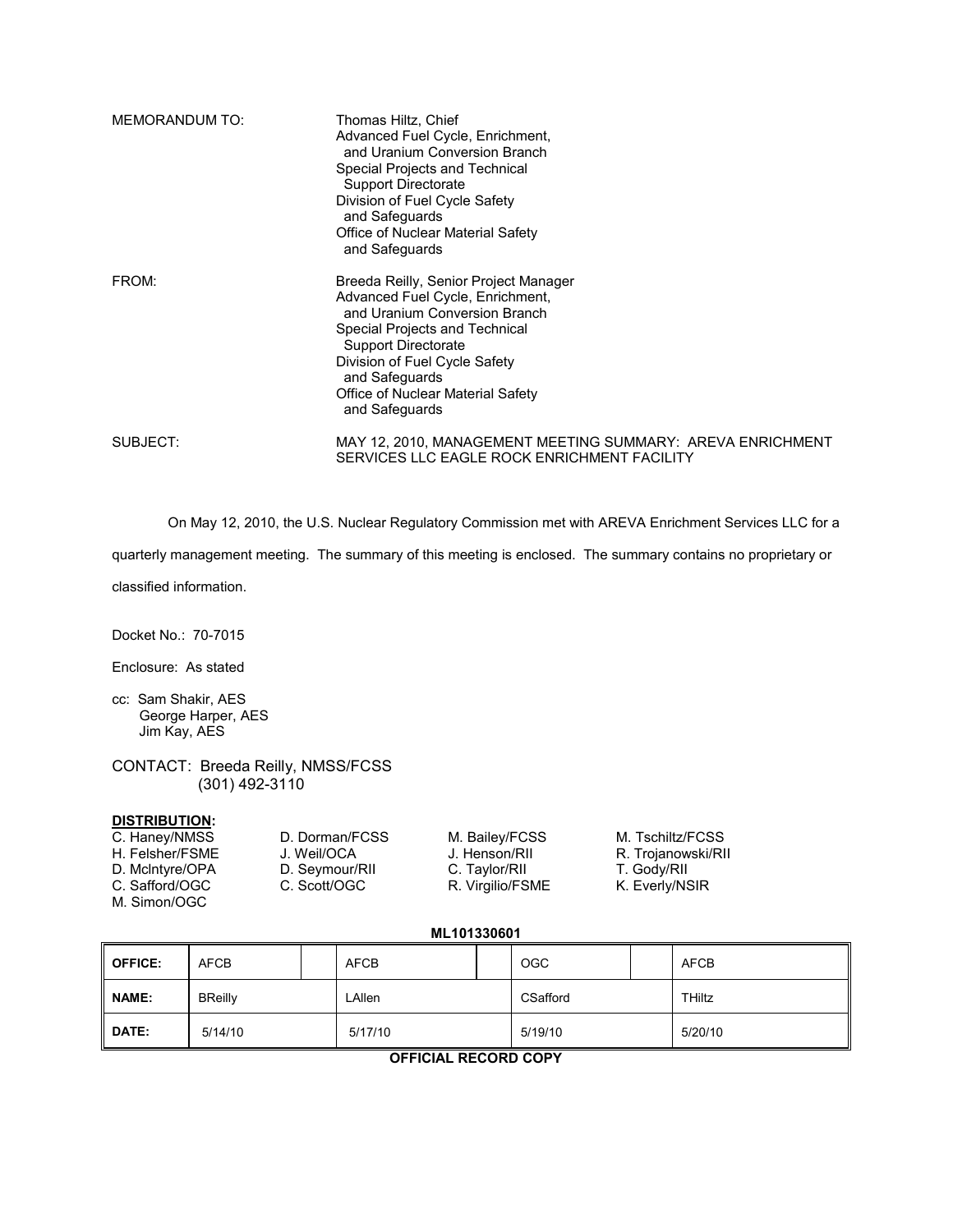MEMORANDUM TO: Thomas Hiltz, Chief
Advanced Fuel Cycle, Enrichment, and Uranium Conversion Branch
Special Projects and Technical Support Directorate
Division of Fuel Cycle Safety and Safeguards
Office of Nuclear Material Safety and Safeguards

FROM: Breeda Reilly, Senior Project Manager
Advanced Fuel Cycle, Enrichment, and Uranium Conversion Branch
Special Projects and Technical Support Directorate
Division of Fuel Cycle Safety and Safeguards
Office of Nuclear Material Safety and Safeguards

SUBJECT: MAY 12, 2010, MANAGEMENT MEETING SUMMARY: AREVA ENRICHMENT SERVICES LLC EAGLE ROCK ENRICHMENT FACILITY

On May 12, 2010, the U.S. Nuclear Regulatory Commission met with AREVA Enrichment Services LLC for a quarterly management meeting. The summary of this meeting is enclosed. The summary contains no proprietary or classified information.

Docket No.: 70-7015

Enclosure: As stated

cc: Sam Shakir, AES
George Harper, AES
Jim Kay, AES

CONTACT: Breeda Reilly, NMSS/FCSS
(301) 492-3110

**DISTRIBUTION:**

C. Haney/NMSS
D. Dorman/FCSS
M. Bailey/FCSS
M. Tschiltz/FCSS
H. Felsher/FSME
J. Weil/OCA
J. Henson/RII
R. Trojanowski/RII
D. McIntyre/OPA
D. Seymour/RII
C. Taylor/RII
T. Gody/RII
C. Safford/OGC
C. Scott/OGC
R. Virgilio/FSME
K. Everly/NSIR
M. Simon/OGC

**ML101330601**

| OFFICE: | AFCB | AFCB | OGC | AFCB |
|---|---|---|---|---|
| NAME: | BReilly | LAllen | CSafford | THiltz |
| DATE: | 5/14/10 | 5/17/10 | 5/19/10 | 5/20/10 |

**OFFICIAL RECORD COPY**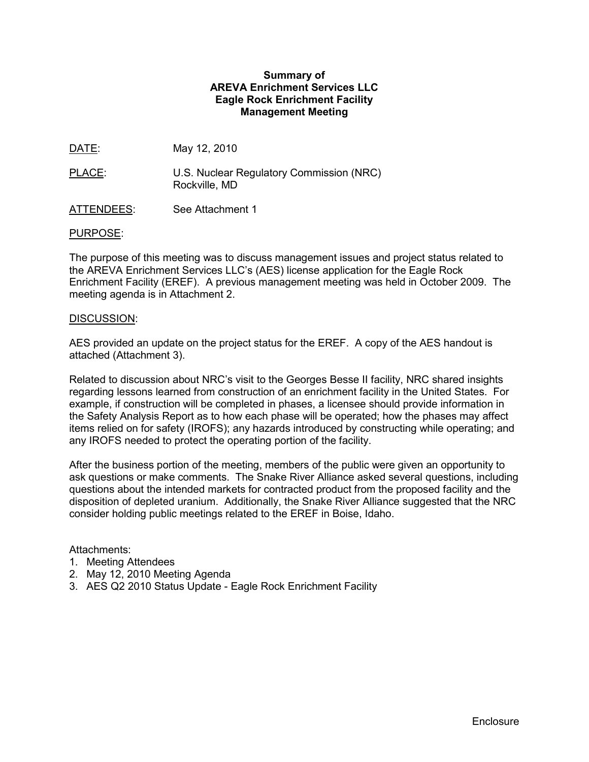**Summary of**
**AREVA Enrichment Services LLC**
**Eagle Rock Enrichment Facility**
**Management Meeting**

DATE: May 12, 2010

PLACE: U.S. Nuclear Regulatory Commission (NRC)
Rockville, MD

ATTENDEES: See Attachment 1

PURPOSE:

The purpose of this meeting was to discuss management issues and project status related to the AREVA Enrichment Services LLC's (AES) license application for the Eagle Rock Enrichment Facility (EREF). A previous management meeting was held in October 2009. The meeting agenda is in Attachment 2.

DISCUSSION:

AES provided an update on the project status for the EREF. A copy of the AES handout is attached (Attachment 3).

Related to discussion about NRC's visit to the Georges Besse II facility, NRC shared insights regarding lessons learned from construction of an enrichment facility in the United States. For example, if construction will be completed in phases, a licensee should provide information in the Safety Analysis Report as to how each phase will be operated; how the phases may affect items relied on for safety (IROFS); any hazards introduced by constructing while operating; and any IROFS needed to protect the operating portion of the facility.

After the business portion of the meeting, members of the public were given an opportunity to ask questions or make comments. The Snake River Alliance asked several questions, including questions about the intended markets for contracted product from the proposed facility and the disposition of depleted uranium. Additionally, the Snake River Alliance suggested that the NRC consider holding public meetings related to the EREF in Boise, Idaho.

Attachments:
1. Meeting Attendees
2. May 12, 2010 Meeting Agenda
3. AES Q2 2010 Status Update - Eagle Rock Enrichment Facility

Enclosure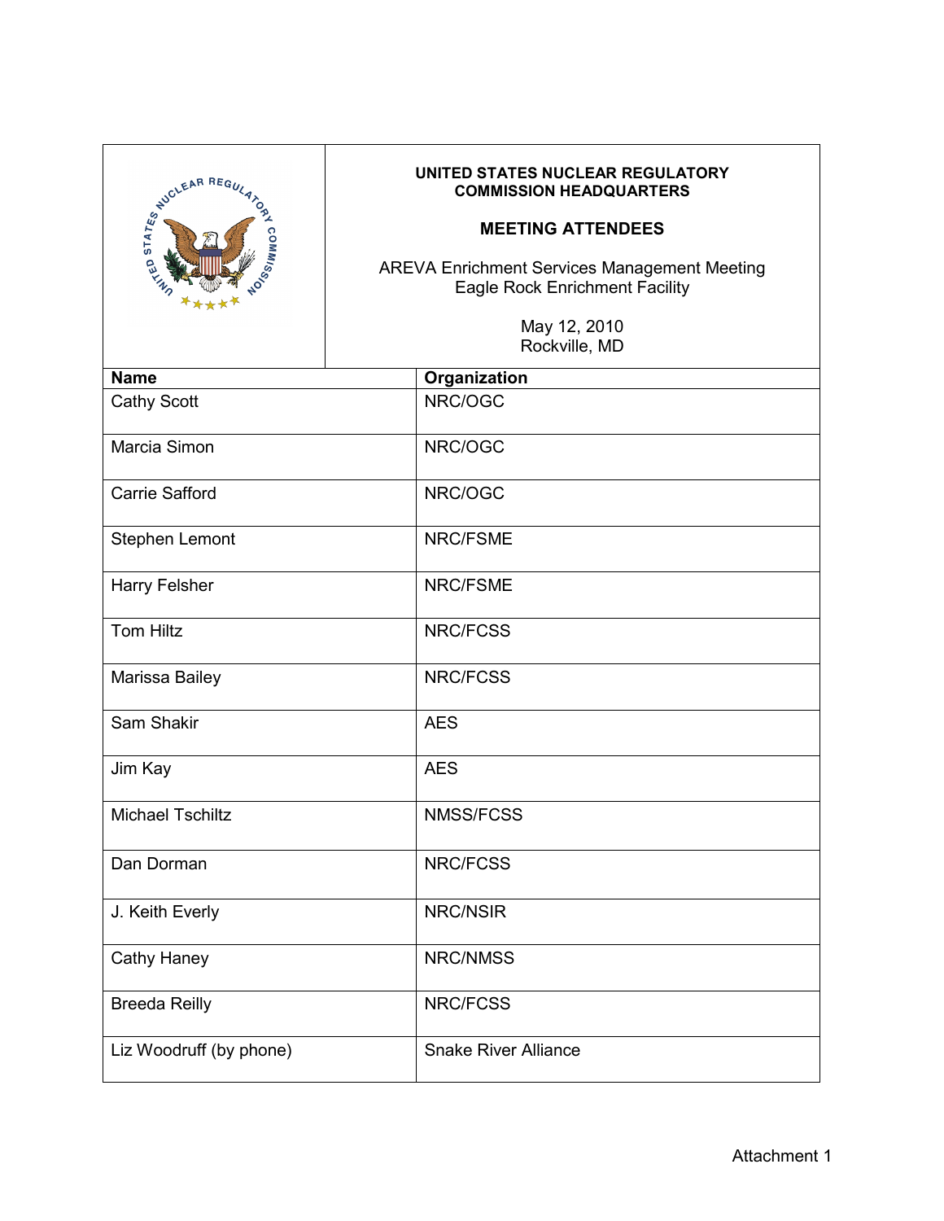**UNITED STATES NUCLEAR REGULATORY COMMISSION HEADQUARTERS**

## MEETING ATTENDEES

AREVA Enrichment Services Management Meeting
Eagle Rock Enrichment Facility

May 12, 2010
Rockville, MD

| Name | Organization |
|---|---|
| Cathy Scott | NRC/OGC |
| Marcia Simon | NRC/OGC |
| Carrie Safford | NRC/OGC |
| Stephen Lemont | NRC/FSME |
| Harry Felsher | NRC/FSME |
| Tom Hiltz | NRC/FCSS |
| Marissa Bailey | NRC/FCSS |
| Sam Shakir | AES |
| Jim Kay | AES |
| Michael Tschiltz | NMSS/FCSS |
| Dan Dorman | NRC/FCSS |
| J. Keith Everly | NRC/NSIR |
| Cathy Haney | NRC/NMSS |
| Breeda Reilly | NRC/FCSS |
| Liz Woodruff (by phone) | Snake River Alliance |

Attachment 1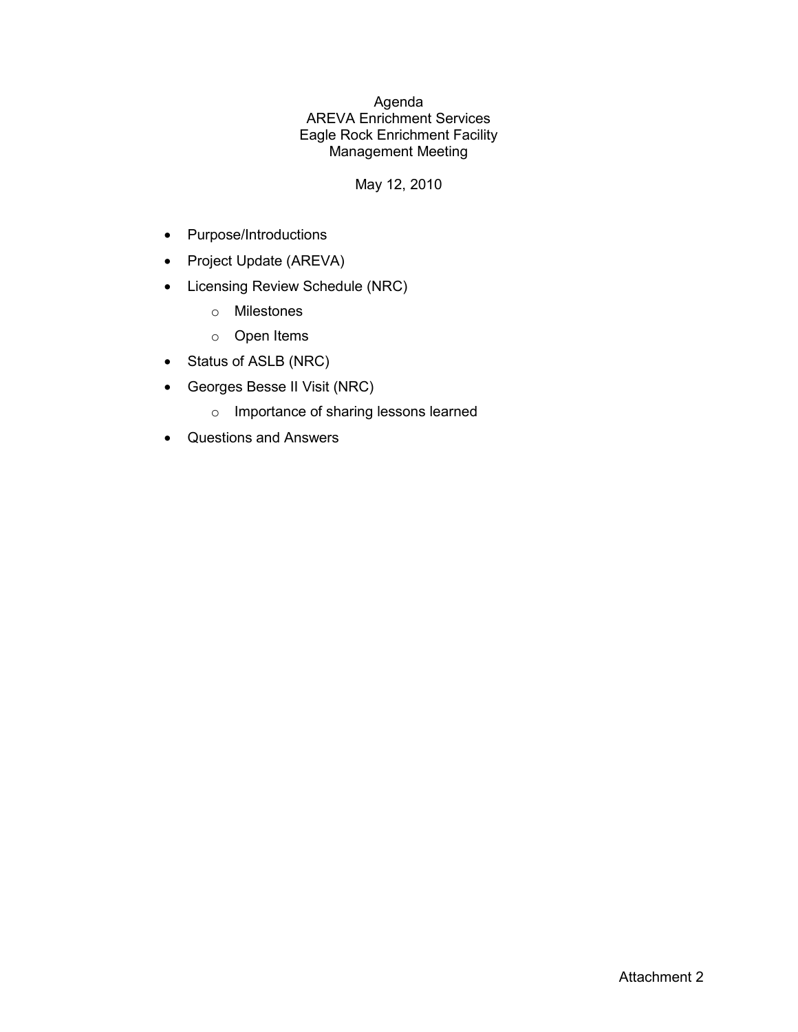# Agenda
# AREVA Enrichment Services
# Eagle Rock Enrichment Facility
# Management Meeting

May 12, 2010

- Purpose/Introductions
- Project Update (AREVA)
- Licensing Review Schedule (NRC)
  - Milestones
  - Open Items
- Status of ASLB (NRC)
- Georges Besse II Visit (NRC)
  - Importance of sharing lessons learned
- Questions and Answers

Attachment 2